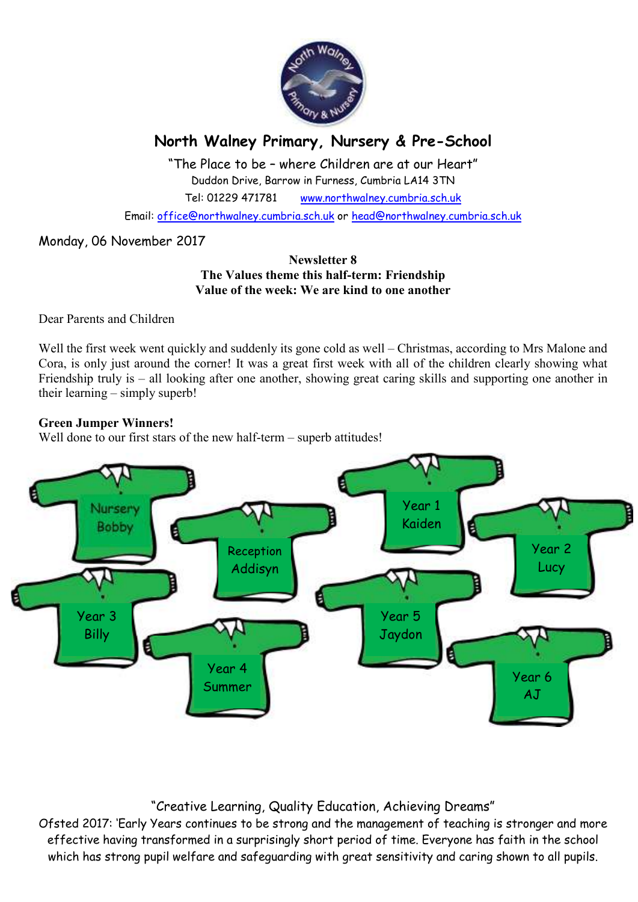# North Walney Primary, Nursery & Pre-School

"The Place to be – where Children are at our Heart"

Duddon Drive, Barrow in Furness, Cumbria LA14 3TN

Tel: 01229 471781 www.northwalney.cumbria.sch.uk

Email: office@northwalney.cumbria.sch.uk or head@northwalney.cumbria.sch.uk

Monday, 06 November 2017

**Newsletter 8**
**The Values theme this half-term: Friendship**
**Value of the week: We are kind to one another**

Dear Parents and Children

Well the first week went quickly and suddenly its gone cold as well – Christmas, according to Mrs Malone and Cora, is only just around the corner! It was a great first week with all of the children clearly showing what Friendship truly is – all looking after one another, showing great caring skills and supporting one another in their learning – simply superb!

**Green Jumper Winners!**

Well done to our first stars of the new half-term – superb attitudes!

- Nursery – Bobby
- Reception – Addisyn
- Year 1 – Kaiden
- Year 2 – Lucy
- Year 3 – Billy
- Year 4 – Summer
- Year 5 – Jaydon
- Year 6 – AJ

"Creative Learning, Quality Education, Achieving Dreams"

Ofsted 2017: 'Early Years continues to be strong and the management of teaching is stronger and more effective having transformed in a surprisingly short period of time. Everyone has faith in the school which has strong pupil welfare and safeguarding with great sensitivity and caring shown to all pupils.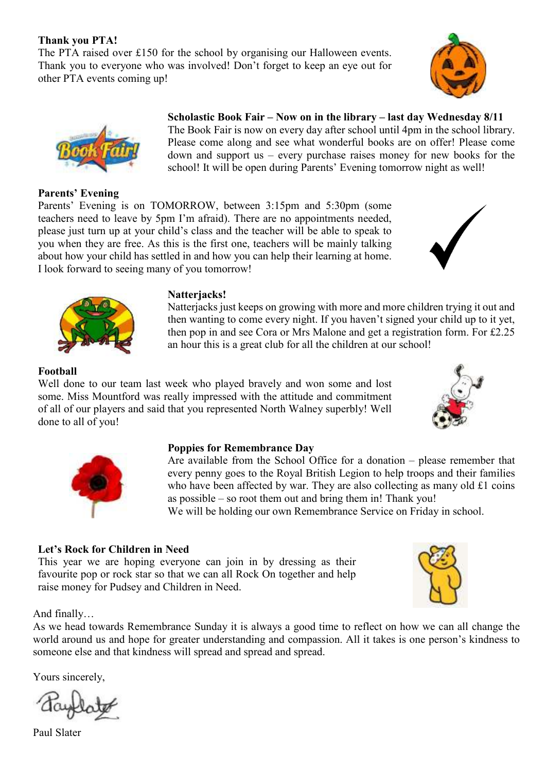**Thank you PTA!**

The PTA raised over £150 for the school by organising our Halloween events. Thank you to everyone who was involved! Don't forget to keep an eye out for other PTA events coming up!

**Scholastic Book Fair – Now on in the library – last day Wednesday 8/11**

The Book Fair is now on every day after school until 4pm in the school library. Please come along and see what wonderful books are on offer! Please come down and support us – every purchase raises money for new books for the school! It will be open during Parents' Evening tomorrow night as well!

**Parents' Evening**

Parents' Evening is on TOMORROW, between 3:15pm and 5:30pm (some teachers need to leave by 5pm I'm afraid). There are no appointments needed, please just turn up at your child's class and the teacher will be able to speak to you when they are free. As this is the first one, teachers will be mainly talking about how your child has settled in and how you can help their learning at home. I look forward to seeing many of you tomorrow!

**Natterjacks!**

Natterjacks just keeps on growing with more and more children trying it out and then wanting to come every night. If you haven't signed your child up to it yet, then pop in and see Cora or Mrs Malone and get a registration form. For £2.25 an hour this is a great club for all the children at our school!

**Football**

Well done to our team last week who played bravely and won some and lost some. Miss Mountford was really impressed with the attitude and commitment of all of our players and said that you represented North Walney superbly! Well done to all of you!

**Poppies for Remembrance Day**

Are available from the School Office for a donation – please remember that every penny goes to the Royal British Legion to help troops and their families who have been affected by war. They are also collecting as many old £1 coins as possible – so root them out and bring them in! Thank you!

We will be holding our own Remembrance Service on Friday in school.

**Let's Rock for Children in Need**

This year we are hoping everyone can join in by dressing as their favourite pop or rock star so that we can all Rock On together and help raise money for Pudsey and Children in Need.

And finally…

As we head towards Remembrance Sunday it is always a good time to reflect on how we can all change the world around us and hope for greater understanding and compassion. All it takes is one person's kindness to someone else and that kindness will spread and spread and spread.

Yours sincerely,

Paul Slater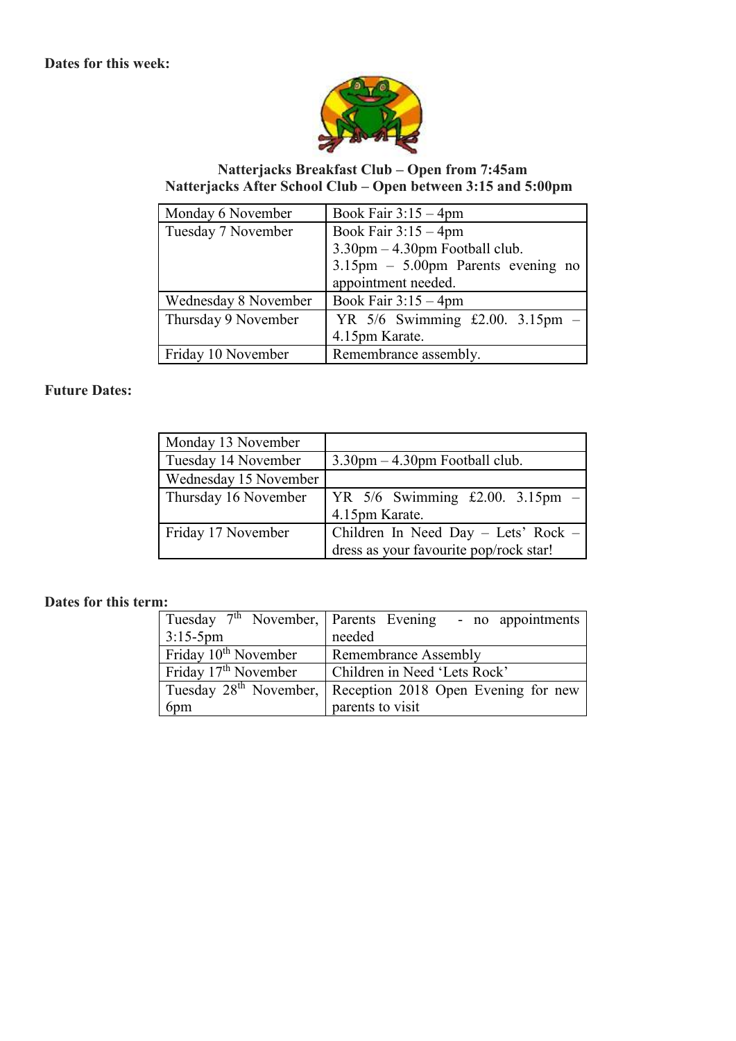**Dates for this week:**

**Natterjacks Breakfast Club – Open from 7:45am**
**Natterjacks After School Club – Open between 3:15 and 5:00pm**

| | |
|---|---|
| Monday 6 November | Book Fair 3:15 – 4pm |
| Tuesday 7 November | Book Fair 3:15 – 4pm<br>3.30pm – 4.30pm Football club.<br>3.15pm – 5.00pm Parents evening no appointment needed. |
| Wednesday 8 November | Book Fair 3:15 – 4pm |
| Thursday 9 November | YR 5/6 Swimming £2.00. 3.15pm – 4.15pm Karate. |
| Friday 10 November | Remembrance assembly. |

**Future Dates:**

| | |
|---|---|
| Monday 13 November | |
| Tuesday 14 November | 3.30pm – 4.30pm Football club. |
| Wednesday 15 November | |
| Thursday 16 November | YR 5/6 Swimming £2.00. 3.15pm – 4.15pm Karate. |
| Friday 17 November | Children In Need Day – Lets' Rock – dress as your favourite pop/rock star! |

**Dates for this term:**

| | |
|---|---|
| Tuesday 7th November, 3:15-5pm | Parents Evening - no appointments needed |
| Friday 10th November | Remembrance Assembly |
| Friday 17th November | Children in Need 'Lets Rock' |
| Tuesday 28th November, 6pm | Reception 2018 Open Evening for new parents to visit |